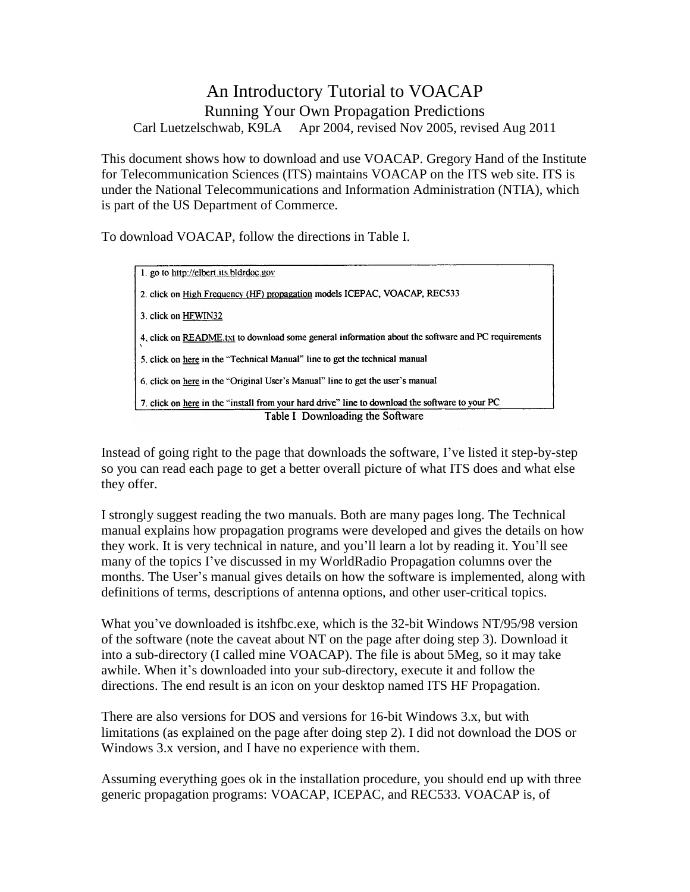# An Introductory Tutorial to VOACAP

## Running Your Own Propagation Predictions

Carl Luetzelschwab, K9LA     Apr 2004, revised Nov 2005, revised Aug 2011

This document shows how to download and use VOACAP. Gregory Hand of the Institute for Telecommunication Sciences (ITS) maintains VOACAP on the ITS web site. ITS is under the National Telecommunications and Information Administration (NTIA), which is part of the US Department of Commerce.

To download VOACAP, follow the directions in Table I.

| |
|---|
| 1. go to http://elbert.its.bldrdoc.gov |
| 2. click on High Frequency (HF) propagation models ICEPAC, VOACAP, REC533 |
| 3. click on HFWIN32 |
| 4. click on README.txt to download some general information about the software and PC requirements |
| 5. click on here in the "Technical Manual" line to get the technical manual |
| 6. click on here in the "Original User's Manual" line to get the user's manual |
| 7. click on here in the "install from your hard drive" line to download the software to your PC |

Table I  Downloading the Software

Instead of going right to the page that downloads the software, I've listed it step-by-step so you can read each page to get a better overall picture of what ITS does and what else they offer.

I strongly suggest reading the two manuals. Both are many pages long. The Technical manual explains how propagation programs were developed and gives the details on how they work. It is very technical in nature, and you'll learn a lot by reading it. You'll see many of the topics I've discussed in my WorldRadio Propagation columns over the months. The User's manual gives details on how the software is implemented, along with definitions of terms, descriptions of antenna options, and other user-critical topics.

What you've downloaded is itshfbc.exe, which is the 32-bit Windows NT/95/98 version of the software (note the caveat about NT on the page after doing step 3). Download it into a sub-directory (I called mine VOACAP). The file is about 5Meg, so it may take awhile. When it's downloaded into your sub-directory, execute it and follow the directions. The end result is an icon on your desktop named ITS HF Propagation.

There are also versions for DOS and versions for 16-bit Windows 3.x, but with limitations (as explained on the page after doing step 2). I did not download the DOS or Windows 3.x version, and I have no experience with them.

Assuming everything goes ok in the installation procedure, you should end up with three generic propagation programs: VOACAP, ICEPAC, and REC533. VOACAP is, of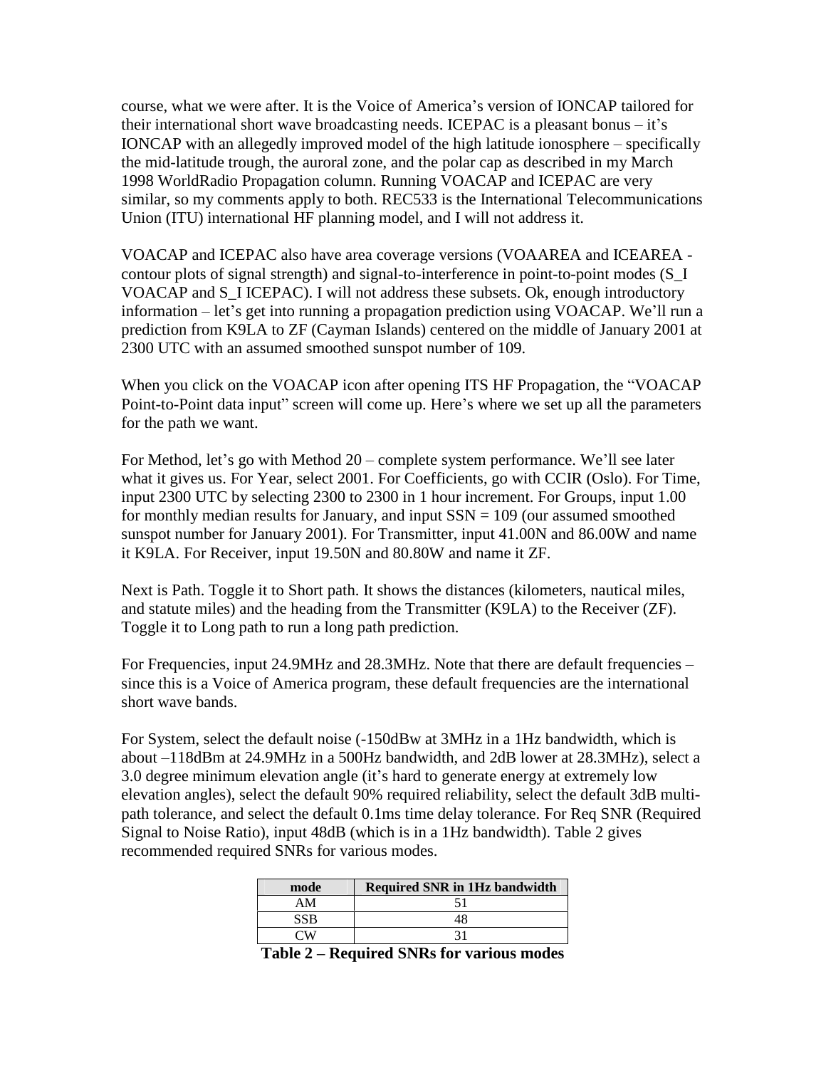course, what we were after. It is the Voice of America's version of IONCAP tailored for their international short wave broadcasting needs. ICEPAC is a pleasant bonus – it's IONCAP with an allegedly improved model of the high latitude ionosphere – specifically the mid-latitude trough, the auroral zone, and the polar cap as described in my March 1998 WorldRadio Propagation column. Running VOACAP and ICEPAC are very similar, so my comments apply to both. REC533 is the International Telecommunications Union (ITU) international HF planning model, and I will not address it.

VOACAP and ICEPAC also have area coverage versions (VOAAREA and ICEAREA - contour plots of signal strength) and signal-to-interference in point-to-point modes (S_I VOACAP and S_I ICEPAC). I will not address these subsets. Ok, enough introductory information – let's get into running a propagation prediction using VOACAP. We'll run a prediction from K9LA to ZF (Cayman Islands) centered on the middle of January 2001 at 2300 UTC with an assumed smoothed sunspot number of 109.

When you click on the VOACAP icon after opening ITS HF Propagation, the "VOACAP Point-to-Point data input" screen will come up. Here's where we set up all the parameters for the path we want.

For Method, let's go with Method 20 – complete system performance. We'll see later what it gives us. For Year, select 2001. For Coefficients, go with CCIR (Oslo). For Time, input 2300 UTC by selecting 2300 to 2300 in 1 hour increment. For Groups, input 1.00 for monthly median results for January, and input SSN = 109 (our assumed smoothed sunspot number for January 2001). For Transmitter, input 41.00N and 86.00W and name it K9LA. For Receiver, input 19.50N and 80.80W and name it ZF.

Next is Path. Toggle it to Short path. It shows the distances (kilometers, nautical miles, and statute miles) and the heading from the Transmitter (K9LA) to the Receiver (ZF). Toggle it to Long path to run a long path prediction.

For Frequencies, input 24.9MHz and 28.3MHz. Note that there are default frequencies – since this is a Voice of America program, these default frequencies are the international short wave bands.

For System, select the default noise (-150dBw at 3MHz in a 1Hz bandwidth, which is about –118dBm at 24.9MHz in a 500Hz bandwidth, and 2dB lower at 28.3MHz), select a 3.0 degree minimum elevation angle (it's hard to generate energy at extremely low elevation angles), select the default 90% required reliability, select the default 3dB multi-path tolerance, and select the default 0.1ms time delay tolerance. For Req SNR (Required Signal to Noise Ratio), input 48dB (which is in a 1Hz bandwidth). Table 2 gives recommended required SNRs for various modes.

| mode | Required SNR in 1Hz bandwidth |
|---|---|
| AM | 51 |
| SSB | 48 |
| CW | 31 |

**Table 2 – Required SNRs for various modes**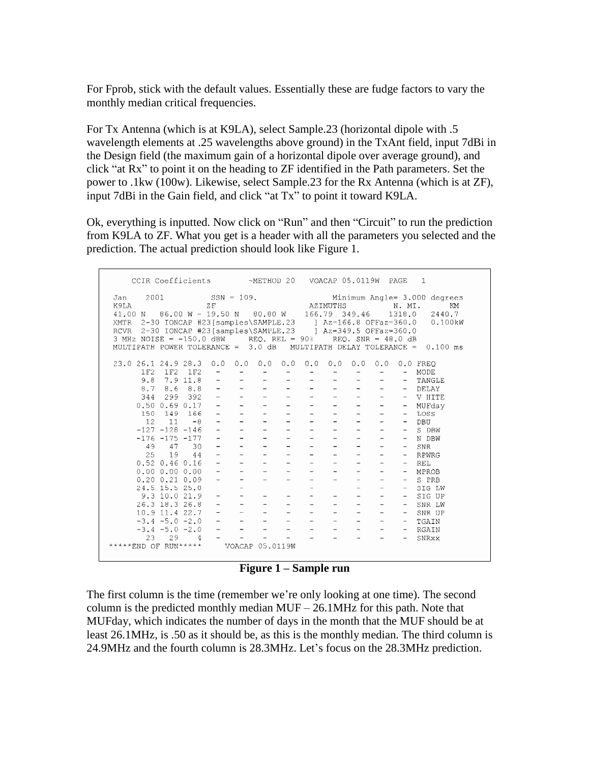For Fprob, stick with the default values. Essentially these are fudge factors to vary the monthly median critical frequencies.

For Tx Antenna (which is at K9LA), select Sample.23 (horizontal dipole with .5 wavelength elements at .25 wavelengths above ground) in the TxAnt field, input 7dBi in the Design field (the maximum gain of a horizontal dipole over average ground), and click "at Rx" to point it on the heading to ZF identified in the Path parameters. Set the power to .1kw (100w). Likewise, select Sample.23 for the Rx Antenna (which is at ZF), input 7dBi in the Gain field, and click "at Tx" to point it toward K9LA.

Ok, everything is inputted. Now click on "Run" and then "Circuit" to run the prediction from K9LA to ZF. What you get is a header with all the parameters you selected and the prediction. The actual prediction should look like Figure 1.

```
     CCIR Coefficients         ~METHOD 20   VOACAP 05.0119W  PAGE   1

 Jan    2001           SSN = 109.                  Minimum Angle= 3.000 degrees
 K9LA                ZF                     AZIMUTHS          N. MI.      KM
 41.00 N   86.00 W - 19.50 N   80.80 W    166.79  349.46     1318.0    2440.7
 XMTR  2-30 IONCAP #23[samples\SAMPLE.23    ] Az=166.8 OFFaz=360.0    0.100kW
 RCVR  2-30 IONCAP #23[samples\SAMPLE.23    ] Az=349.5 OFFaz=360.0
 3 MHz NOISE = -150.0 dBW     REQ. REL = 90%    REQ. SNR = 48.0 dB
 MULTIPATH POWER TOLERANCE =  3.0 dB   MULTIPATH DELAY TOLERANCE =  0.100 ms

 23.0 26.1 24.9 28.3  0.0  0.0  0.0  0.0  0.0  0.0  0.0  0.0  0.0 FREQ
       1F2  1F2  1F2   -    -    -    -    -    -    -    -    -  MODE
       9.8  7.9 11.8   -    -    -    -    -    -    -    -    -  TANGLE
       8.7  8.6  8.8   -    -    -    -    -    -    -    -    -  DELAY
       344  299  392   -    -    -    -    -    -    -    -    -  V HITE
      0.50 0.69 0.17   -    -    -    -    -    -    -    -    -  MUFday
       150  149  166   -    -    -    -    -    -    -    -    -  LOSS
        12   11   -8   -    -    -    -    -    -    -    -    -  DBU
      -127 -128 -146   -    -    -    -    -    -    -    -    -  S DBW
      -176 -175 -177   -    -    -    -    -    -    -    -    -  N DBW
        49   47   30   -    -    -    -    -    -    -    -    -  SNR
        25   19   44   -    -    -    -    -    -    -    -    -  RPWRG
      0.52 0.46 0.16   -    -    -    -    -    -    -    -    -  REL
      0.00 0.00 0.00   -    -    -    -    -    -    -    -    -  MPROB
      0.20 0.21 0.09   -    -    -    -    -    -    -    -    -  S PRB
      24.5 15.5 25.0   -    -    -    -    -    -    -    -    -  SIG LW
       9.3 10.0 21.9   -    -    -    -    -    -    -    -    -  SIG UP
      26.3 18.3 26.8   -    -    -    -    -    -    -    -    -  SNR LW
      10.9 11.4 22.7   -    -    -    -    -    -    -    -    -  SNR UP
      -3.4 -5.0 -2.0   -    -    -    -    -    -    -    -    -  TGAIN
      -3.4 -5.0 -2.0   -    -    -    -    -    -    -    -    -  RGAIN
        23   29    4   -    -    -    -    -    -    -    -    -  SNRxx
*****END OF RUN*****      VOACAP 05.0119W
```

**Figure 1 – Sample run**

The first column is the time (remember we're only looking at one time). The second column is the predicted monthly median MUF – 26.1MHz for this path. Note that MUFday, which indicates the number of days in the month that the MUF should be at least 26.1MHz, is .50 as it should be, as this is the monthly median. The third column is 24.9MHz and the fourth column is 28.3MHz. Let's focus on the 28.3MHz prediction.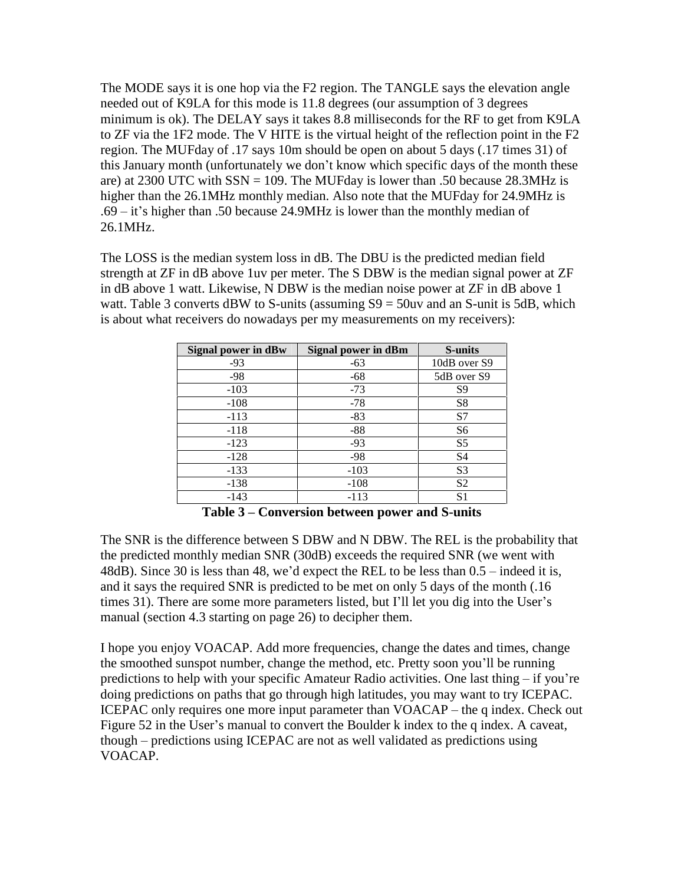The MODE says it is one hop via the F2 region. The TANGLE says the elevation angle needed out of K9LA for this mode is 11.8 degrees (our assumption of 3 degrees minimum is ok). The DELAY says it takes 8.8 milliseconds for the RF to get from K9LA to ZF via the 1F2 mode. The V HITE is the virtual height of the reflection point in the F2 region. The MUFday of .17 says 10m should be open on about 5 days (.17 times 31) of this January month (unfortunately we don't know which specific days of the month these are) at 2300 UTC with SSN = 109. The MUFday is lower than .50 because 28.3MHz is higher than the 26.1MHz monthly median. Also note that the MUFday for 24.9MHz is .69 – it's higher than .50 because 24.9MHz is lower than the monthly median of 26.1MHz.

The LOSS is the median system loss in dB. The DBU is the predicted median field strength at ZF in dB above 1uv per meter. The S DBW is the median signal power at ZF in dB above 1 watt. Likewise, N DBW is the median noise power at ZF in dB above 1 watt. Table 3 converts dBW to S-units (assuming S9 = 50uv and an S-unit is 5dB, which is about what receivers do nowadays per my measurements on my receivers):

| Signal power in dBw | Signal power in dBm | S-units |
|---|---|---|
| -93 | -63 | 10dB over S9 |
| -98 | -68 | 5dB over S9 |
| -103 | -73 | S9 |
| -108 | -78 | S8 |
| -113 | -83 | S7 |
| -118 | -88 | S6 |
| -123 | -93 | S5 |
| -128 | -98 | S4 |
| -133 | -103 | S3 |
| -138 | -108 | S2 |
| -143 | -113 | S1 |

**Table 3 – Conversion between power and S-units**

The SNR is the difference between S DBW and N DBW. The REL is the probability that the predicted monthly median SNR (30dB) exceeds the required SNR (we went with 48dB). Since 30 is less than 48, we'd expect the REL to be less than 0.5 – indeed it is, and it says the required SNR is predicted to be met on only 5 days of the month (.16 times 31). There are some more parameters listed, but I'll let you dig into the User's manual (section 4.3 starting on page 26) to decipher them.

I hope you enjoy VOACAP. Add more frequencies, change the dates and times, change the smoothed sunspot number, change the method, etc. Pretty soon you'll be running predictions to help with your specific Amateur Radio activities. One last thing – if you're doing predictions on paths that go through high latitudes, you may want to try ICEPAC. ICEPAC only requires one more input parameter than VOACAP – the q index. Check out Figure 52 in the User's manual to convert the Boulder k index to the q index. A caveat, though – predictions using ICEPAC are not as well validated as predictions using VOACAP.